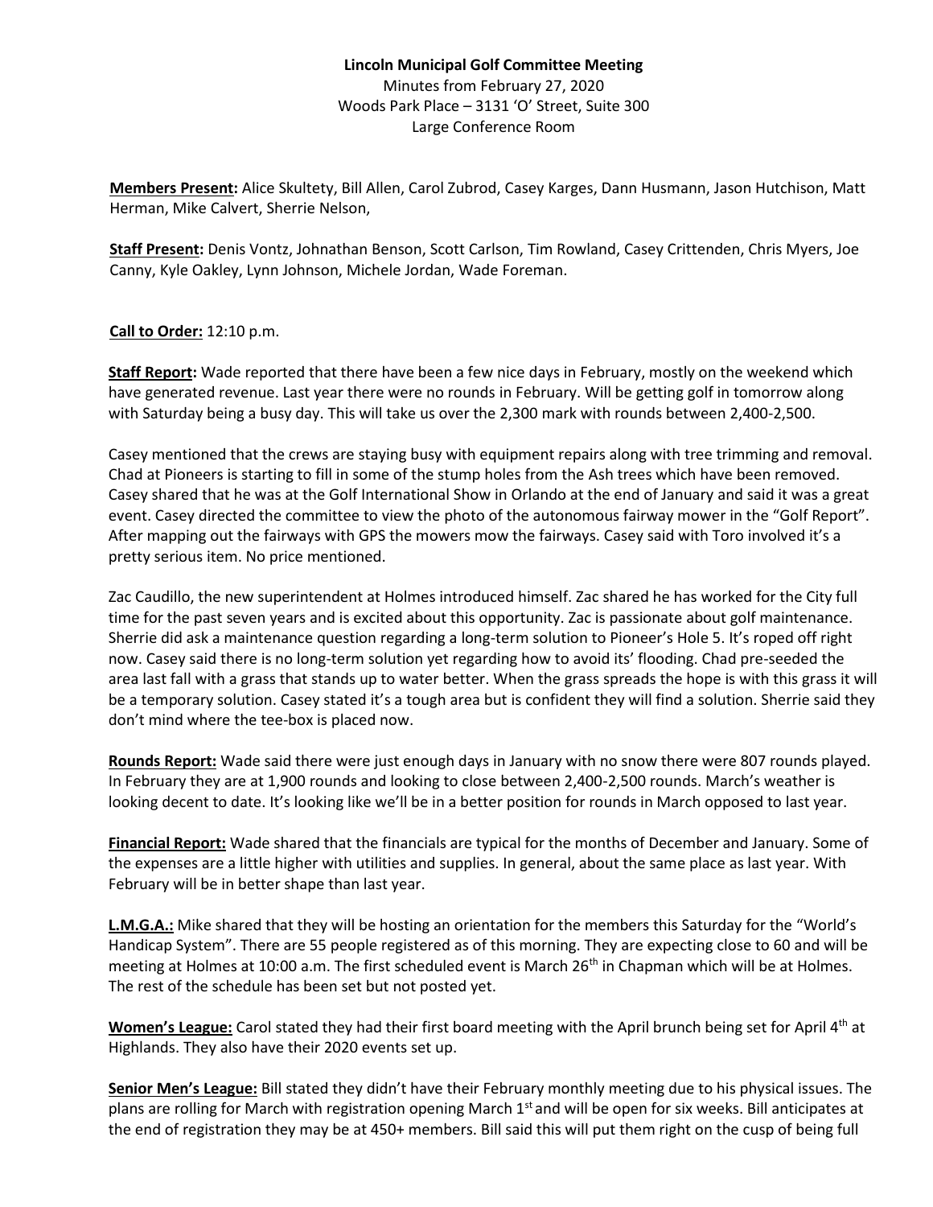**Lincoln Municipal Golf Committee Meeting**

Minutes from February 27, 2020

Woods Park Place – 3131 'O' Street, Suite 300

Large Conference Room

**Members Present:** Alice Skultety, Bill Allen, Carol Zubrod, Casey Karges, Dann Husmann, Jason Hutchison, Matt Herman, Mike Calvert, Sherrie Nelson,

**Staff Present:** Denis Vontz, Johnathan Benson, Scott Carlson, Tim Rowland, Casey Crittenden, Chris Myers, Joe Canny, Kyle Oakley, Lynn Johnson, Michele Jordan, Wade Foreman.

**Call to Order:** 12:10 p.m.

**Staff Report:** Wade reported that there have been a few nice days in February, mostly on the weekend which have generated revenue. Last year there were no rounds in February. Will be getting golf in tomorrow along with Saturday being a busy day. This will take us over the 2,300 mark with rounds between 2,400-2,500.

Casey mentioned that the crews are staying busy with equipment repairs along with tree trimming and removal. Chad at Pioneers is starting to fill in some of the stump holes from the Ash trees which have been removed. Casey shared that he was at the Golf International Show in Orlando at the end of January and said it was a great event. Casey directed the committee to view the photo of the autonomous fairway mower in the "Golf Report". After mapping out the fairways with GPS the mowers mow the fairways. Casey said with Toro involved it's a pretty serious item. No price mentioned.

Zac Caudillo, the new superintendent at Holmes introduced himself. Zac shared he has worked for the City full time for the past seven years and is excited about this opportunity. Zac is passionate about golf maintenance. Sherrie did ask a maintenance question regarding a long-term solution to Pioneer's Hole 5. It's roped off right now. Casey said there is no long-term solution yet regarding how to avoid its' flooding. Chad pre-seeded the area last fall with a grass that stands up to water better. When the grass spreads the hope is with this grass it will be a temporary solution. Casey stated it's a tough area but is confident they will find a solution. Sherrie said they don't mind where the tee-box is placed now.

**Rounds Report:** Wade said there were just enough days in January with no snow there were 807 rounds played. In February they are at 1,900 rounds and looking to close between 2,400-2,500 rounds. March's weather is looking decent to date. It's looking like we'll be in a better position for rounds in March opposed to last year.

**Financial Report:** Wade shared that the financials are typical for the months of December and January. Some of the expenses are a little higher with utilities and supplies. In general, about the same place as last year. With February will be in better shape than last year.

**L.M.G.A.:** Mike shared that they will be hosting an orientation for the members this Saturday for the "World's Handicap System". There are 55 people registered as of this morning. They are expecting close to 60 and will be meeting at Holmes at 10:00 a.m. The first scheduled event is March 26th in Chapman which will be at Holmes. The rest of the schedule has been set but not posted yet.

**Women's League:** Carol stated they had their first board meeting with the April brunch being set for April 4th at Highlands. They also have their 2020 events set up.

**Senior Men's League:** Bill stated they didn't have their February monthly meeting due to his physical issues. The plans are rolling for March with registration opening March 1st and will be open for six weeks. Bill anticipates at the end of registration they may be at 450+ members. Bill said this will put them right on the cusp of being full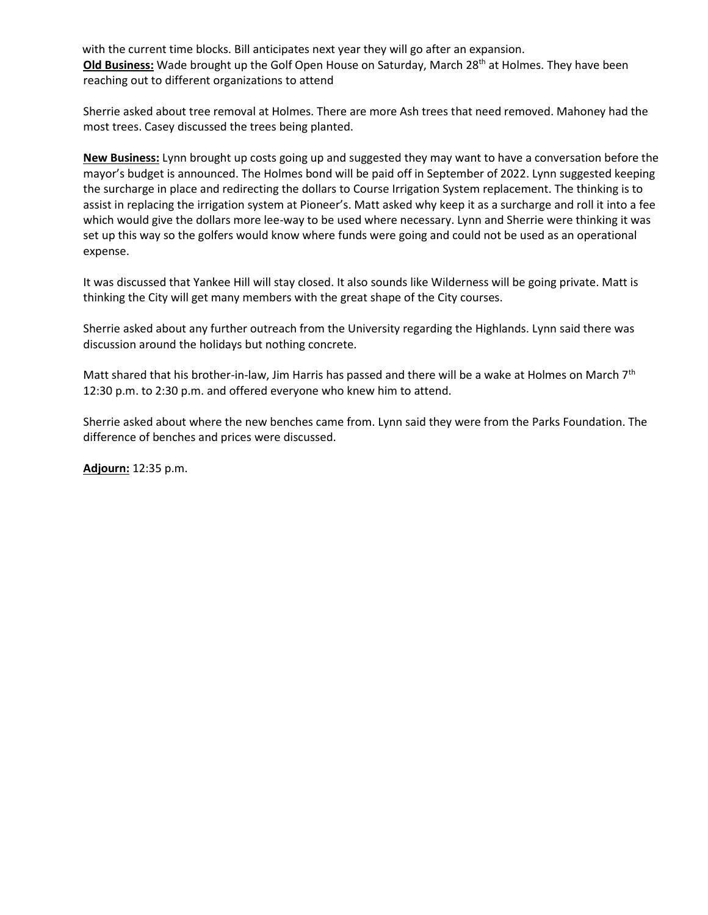with the current time blocks. Bill anticipates next year they will go after an expansion.
**Old Business:** Wade brought up the Golf Open House on Saturday, March 28th at Holmes. They have been reaching out to different organizations to attend

Sherrie asked about tree removal at Holmes. There are more Ash trees that need removed. Mahoney had the most trees. Casey discussed the trees being planted.

**New Business:** Lynn brought up costs going up and suggested they may want to have a conversation before the mayor's budget is announced. The Holmes bond will be paid off in September of 2022. Lynn suggested keeping the surcharge in place and redirecting the dollars to Course Irrigation System replacement. The thinking is to assist in replacing the irrigation system at Pioneer's. Matt asked why keep it as a surcharge and roll it into a fee which would give the dollars more lee-way to be used where necessary. Lynn and Sherrie were thinking it was set up this way so the golfers would know where funds were going and could not be used as an operational expense.

It was discussed that Yankee Hill will stay closed. It also sounds like Wilderness will be going private. Matt is thinking the City will get many members with the great shape of the City courses.

Sherrie asked about any further outreach from the University regarding the Highlands. Lynn said there was discussion around the holidays but nothing concrete.

Matt shared that his brother-in-law, Jim Harris has passed and there will be a wake at Holmes on March 7th 12:30 p.m. to 2:30 p.m. and offered everyone who knew him to attend.

Sherrie asked about where the new benches came from. Lynn said they were from the Parks Foundation. The difference of benches and prices were discussed.

**Adjourn:** 12:35 p.m.